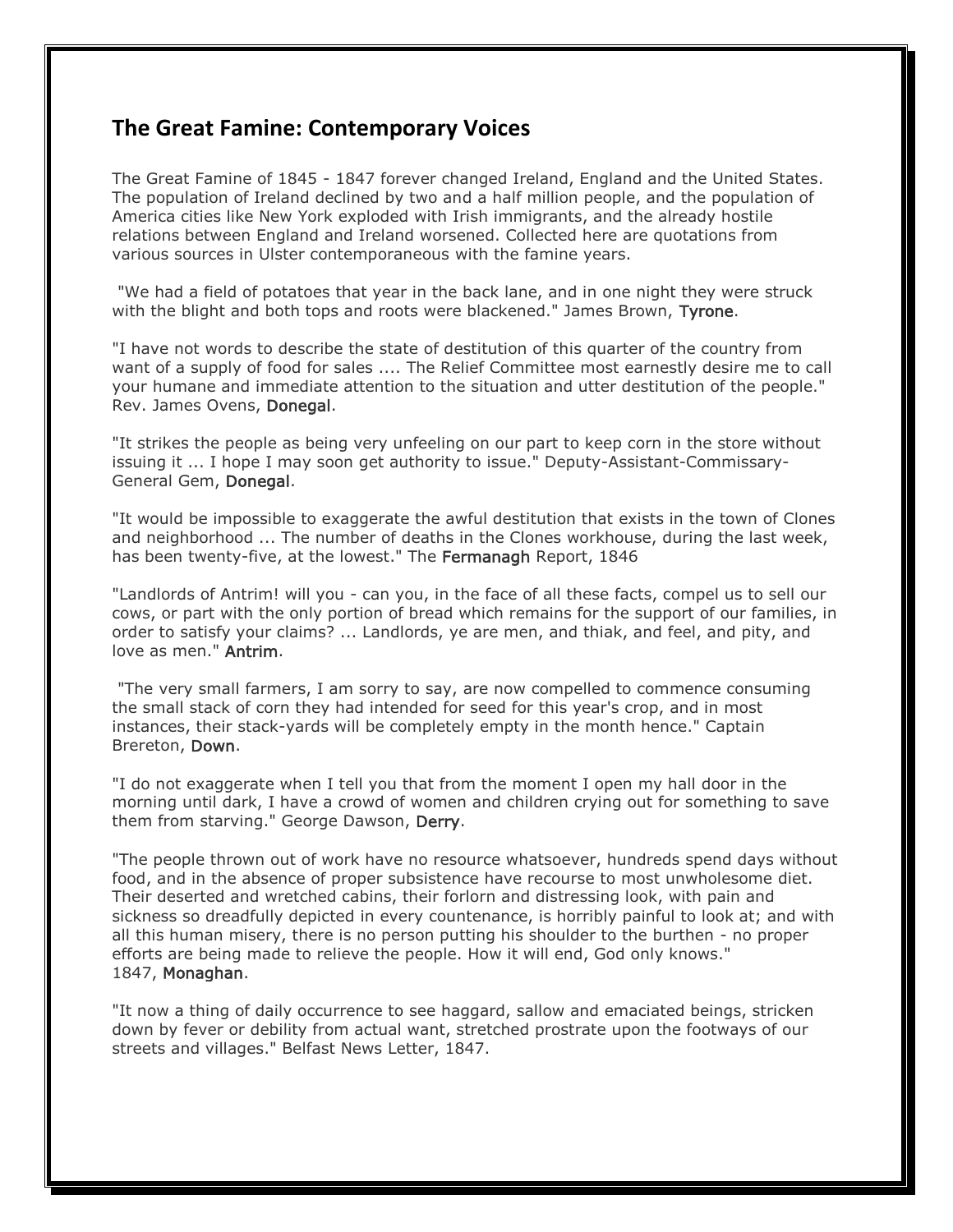## The Great Famine: Contemporary Voices

The Great Famine of 1845 - 1847 forever changed Ireland, England and the United States. The population of Ireland declined by two and a half million people, and the population of America cities like New York exploded with Irish immigrants, and the already hostile relations between England and Ireland worsened. Collected here are quotations from various sources in Ulster contemporaneous with the famine years.

"We had a field of potatoes that year in the back lane, and in one night they were struck with the blight and both tops and roots were blackened." James Brown, Tyrone.

"I have not words to describe the state of destitution of this quarter of the country from want of a supply of food for sales .... The Relief Committee most earnestly desire me to call your humane and immediate attention to the situation and utter destitution of the people." Rev. James Ovens, Donegal.

"It strikes the people as being very unfeeling on our part to keep corn in the store without issuing it ... I hope I may soon get authority to issue." Deputy-Assistant-Commissary-General Gem, Donegal.

"It would be impossible to exaggerate the awful destitution that exists in the town of Clones and neighborhood ... The number of deaths in the Clones workhouse, during the last week, has been twenty-five, at the lowest." The Fermanagh Report, 1846

"Landlords of Antrim! will you - can you, in the face of all these facts, compel us to sell our cows, or part with the only portion of bread which remains for the support of our families, in order to satisfy your claims? ... Landlords, ye are men, and thiak, and feel, and pity, and love as men." Antrim.

"The very small farmers, I am sorry to say, are now compelled to commence consuming the small stack of corn they had intended for seed for this year's crop, and in most instances, their stack-yards will be completely empty in the month hence." Captain Brereton, Down.

"I do not exaggerate when I tell you that from the moment I open my hall door in the morning until dark, I have a crowd of women and children crying out for something to save them from starving." George Dawson, Derry.

"The people thrown out of work have no resource whatsoever, hundreds spend days without food, and in the absence of proper subsistence have recourse to most unwholesome diet. Their deserted and wretched cabins, their forlorn and distressing look, with pain and sickness so dreadfully depicted in every countenance, is horribly painful to look at; and with all this human misery, there is no person putting his shoulder to the burthen - no proper efforts are being made to relieve the people. How it will end, God only knows." 1847, Monaghan.

"It now a thing of daily occurrence to see haggard, sallow and emaciated beings, stricken down by fever or debility from actual want, stretched prostrate upon the footways of our streets and villages." Belfast News Letter, 1847.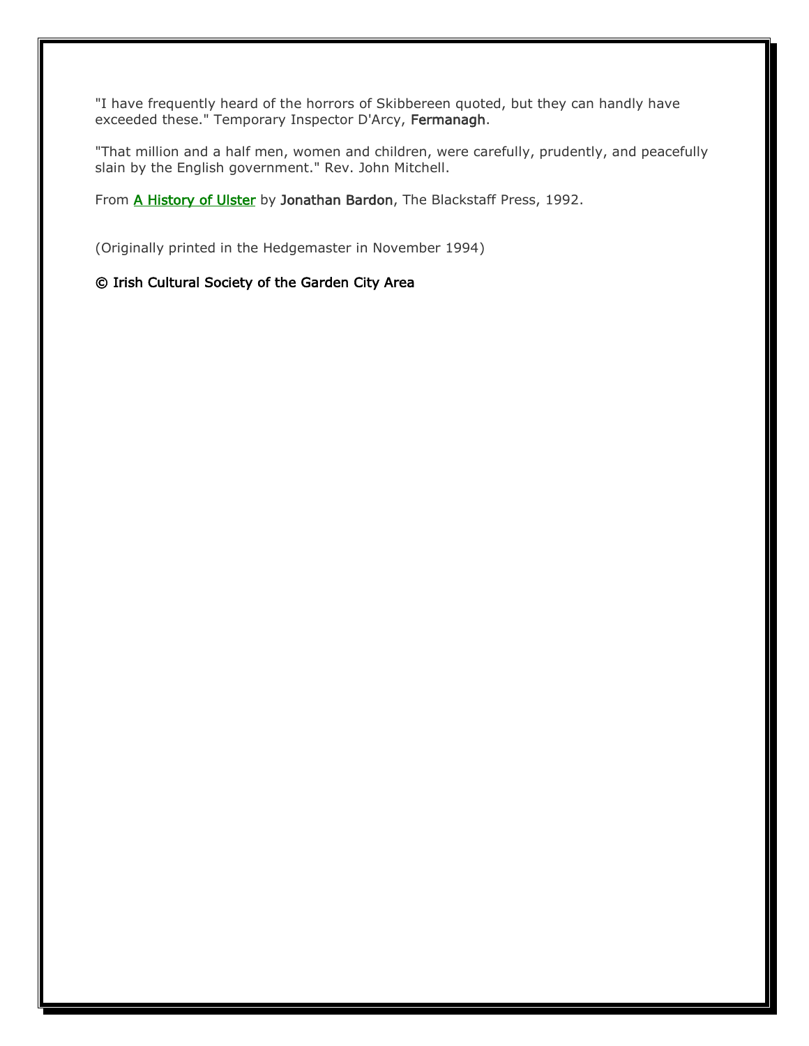"I have frequently heard of the horrors of Skibbereen quoted, but they can handly have exceeded these." Temporary Inspector D'Arcy, Fermanagh.

"That million and a half men, women and children, were carefully, prudently, and peacefully slain by the English government." Rev. John Mitchell.

From A History of Ulster by Jonathan Bardon, The Blackstaff Press, 1992.

(Originally printed in the Hedgemaster in November 1994)

© Irish Cultural Society of the Garden City Area